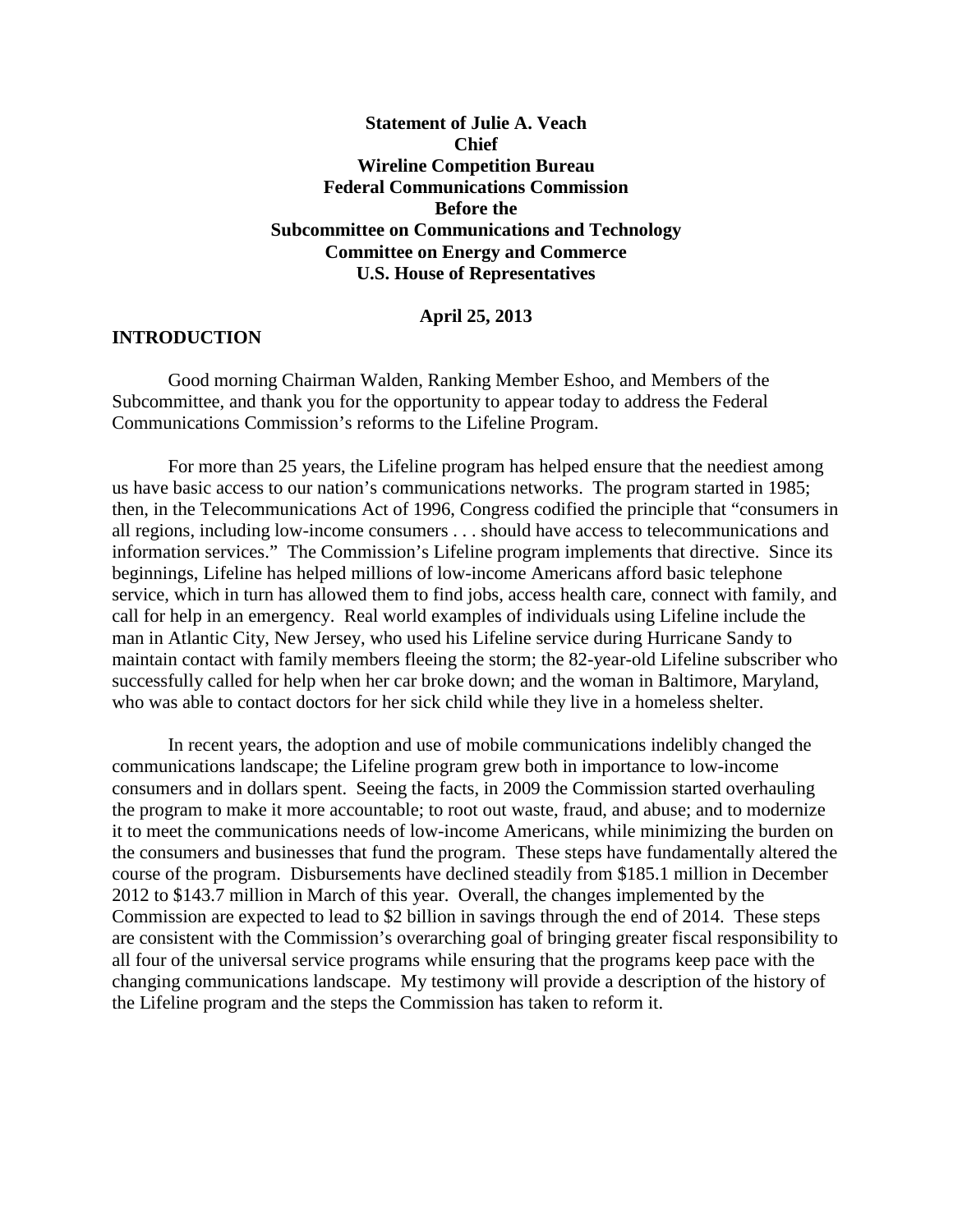**Statement of Julie A. Veach**
**Chief**
**Wireline Competition Bureau**
**Federal Communications Commission**
**Before the**
**Subcommittee on Communications and Technology**
**Committee on Energy and Commerce**
**U.S. House of Representatives**

**April 25, 2013**

## INTRODUCTION

Good morning Chairman Walden, Ranking Member Eshoo, and Members of the Subcommittee, and thank you for the opportunity to appear today to address the Federal Communications Commission's reforms to the Lifeline Program.

For more than 25 years, the Lifeline program has helped ensure that the neediest among us have basic access to our nation's communications networks. The program started in 1985; then, in the Telecommunications Act of 1996, Congress codified the principle that "consumers in all regions, including low-income consumers . . . should have access to telecommunications and information services." The Commission's Lifeline program implements that directive. Since its beginnings, Lifeline has helped millions of low-income Americans afford basic telephone service, which in turn has allowed them to find jobs, access health care, connect with family, and call for help in an emergency. Real world examples of individuals using Lifeline include the man in Atlantic City, New Jersey, who used his Lifeline service during Hurricane Sandy to maintain contact with family members fleeing the storm; the 82-year-old Lifeline subscriber who successfully called for help when her car broke down; and the woman in Baltimore, Maryland, who was able to contact doctors for her sick child while they live in a homeless shelter.

In recent years, the adoption and use of mobile communications indelibly changed the communications landscape; the Lifeline program grew both in importance to low-income consumers and in dollars spent. Seeing the facts, in 2009 the Commission started overhauling the program to make it more accountable; to root out waste, fraud, and abuse; and to modernize it to meet the communications needs of low-income Americans, while minimizing the burden on the consumers and businesses that fund the program. These steps have fundamentally altered the course of the program. Disbursements have declined steadily from $185.1 million in December 2012 to $143.7 million in March of this year. Overall, the changes implemented by the Commission are expected to lead to $2 billion in savings through the end of 2014. These steps are consistent with the Commission's overarching goal of bringing greater fiscal responsibility to all four of the universal service programs while ensuring that the programs keep pace with the changing communications landscape. My testimony will provide a description of the history of the Lifeline program and the steps the Commission has taken to reform it.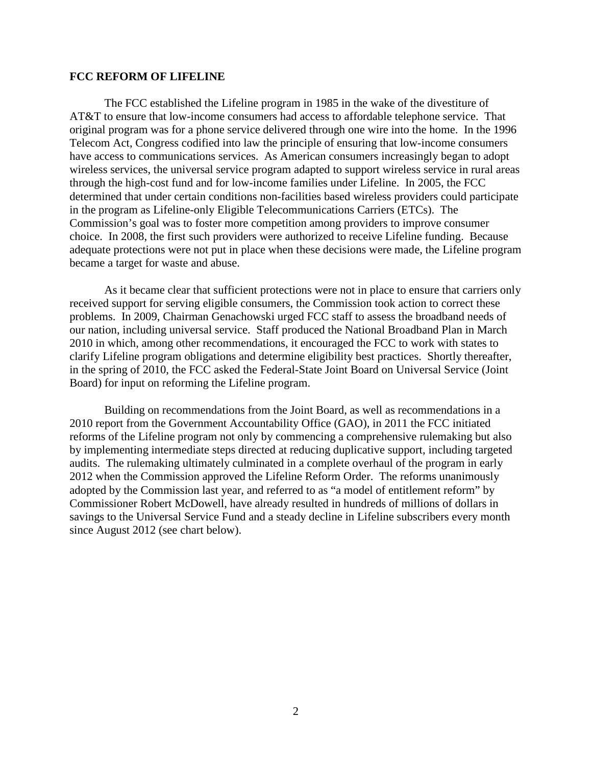## FCC REFORM OF LIFELINE

The FCC established the Lifeline program in 1985 in the wake of the divestiture of AT&T to ensure that low-income consumers had access to affordable telephone service. That original program was for a phone service delivered through one wire into the home. In the 1996 Telecom Act, Congress codified into law the principle of ensuring that low-income consumers have access to communications services. As American consumers increasingly began to adopt wireless services, the universal service program adapted to support wireless service in rural areas through the high-cost fund and for low-income families under Lifeline. In 2005, the FCC determined that under certain conditions non-facilities based wireless providers could participate in the program as Lifeline-only Eligible Telecommunications Carriers (ETCs). The Commission's goal was to foster more competition among providers to improve consumer choice. In 2008, the first such providers were authorized to receive Lifeline funding. Because adequate protections were not put in place when these decisions were made, the Lifeline program became a target for waste and abuse.

As it became clear that sufficient protections were not in place to ensure that carriers only received support for serving eligible consumers, the Commission took action to correct these problems. In 2009, Chairman Genachowski urged FCC staff to assess the broadband needs of our nation, including universal service. Staff produced the National Broadband Plan in March 2010 in which, among other recommendations, it encouraged the FCC to work with states to clarify Lifeline program obligations and determine eligibility best practices. Shortly thereafter, in the spring of 2010, the FCC asked the Federal-State Joint Board on Universal Service (Joint Board) for input on reforming the Lifeline program.

Building on recommendations from the Joint Board, as well as recommendations in a 2010 report from the Government Accountability Office (GAO), in 2011 the FCC initiated reforms of the Lifeline program not only by commencing a comprehensive rulemaking but also by implementing intermediate steps directed at reducing duplicative support, including targeted audits. The rulemaking ultimately culminated in a complete overhaul of the program in early 2012 when the Commission approved the Lifeline Reform Order. The reforms unanimously adopted by the Commission last year, and referred to as "a model of entitlement reform" by Commissioner Robert McDowell, have already resulted in hundreds of millions of dollars in savings to the Universal Service Fund and a steady decline in Lifeline subscribers every month since August 2012 (see chart below).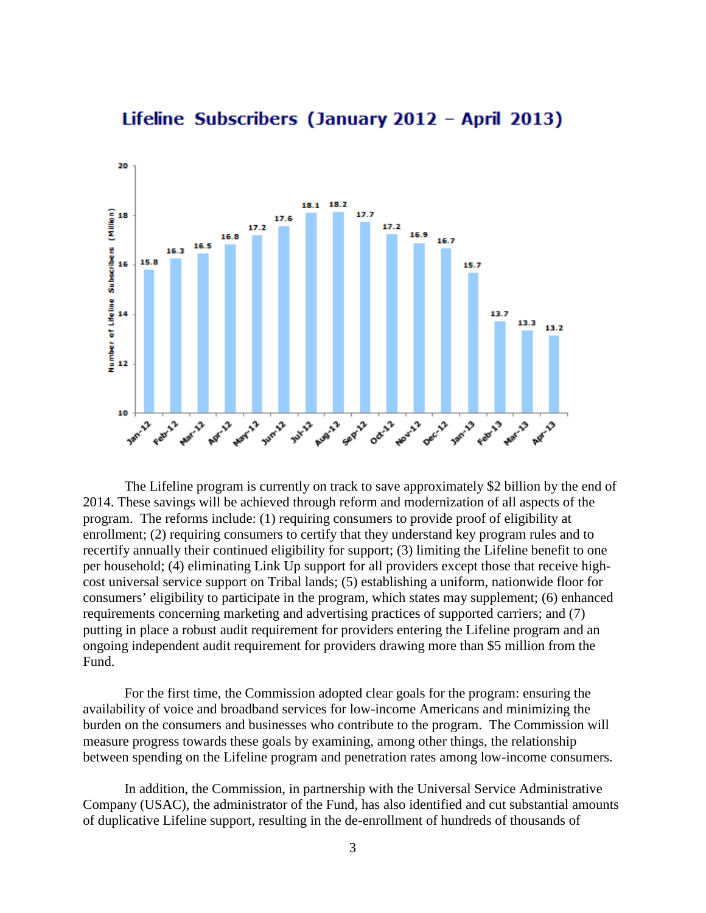**Lifeline Subscribers (January 2012 – April 2013)**

| Month | Number of Lifeline Subscribers (Million) |
|---|---|
| Jan-12 | 15.8 |
| Feb-12 | 16.3 |
| Mar-12 | 16.5 |
| Apr-12 | 16.8 |
| May-12 | 17.2 |
| Jun-12 | 17.6 |
| Jul-12 | 18.1 |
| Aug-12 | 18.2 |
| Sep-12 | 17.7 |
| Oct-12 | 17.2 |
| Nov-12 | 16.9 |
| Dec-12 | 16.7 |
| Jan-13 | 15.7 |
| Feb-13 | 13.7 |
| Mar-13 | 13.3 |
| Apr-13 | 13.2 |

The Lifeline program is currently on track to save approximately $2 billion by the end of 2014. These savings will be achieved through reform and modernization of all aspects of the program. The reforms include: (1) requiring consumers to provide proof of eligibility at enrollment; (2) requiring consumers to certify that they understand key program rules and to recertify annually their continued eligibility for support; (3) limiting the Lifeline benefit to one per household; (4) eliminating Link Up support for all providers except those that receive high-cost universal service support on Tribal lands; (5) establishing a uniform, nationwide floor for consumers' eligibility to participate in the program, which states may supplement; (6) enhanced requirements concerning marketing and advertising practices of supported carriers; and (7) putting in place a robust audit requirement for providers entering the Lifeline program and an ongoing independent audit requirement for providers drawing more than $5 million from the Fund.

For the first time, the Commission adopted clear goals for the program: ensuring the availability of voice and broadband services for low-income Americans and minimizing the burden on the consumers and businesses who contribute to the program. The Commission will measure progress towards these goals by examining, among other things, the relationship between spending on the Lifeline program and penetration rates among low-income consumers.

In addition, the Commission, in partnership with the Universal Service Administrative Company (USAC), the administrator of the Fund, has also identified and cut substantial amounts of duplicative Lifeline support, resulting in the de-enrollment of hundreds of thousands of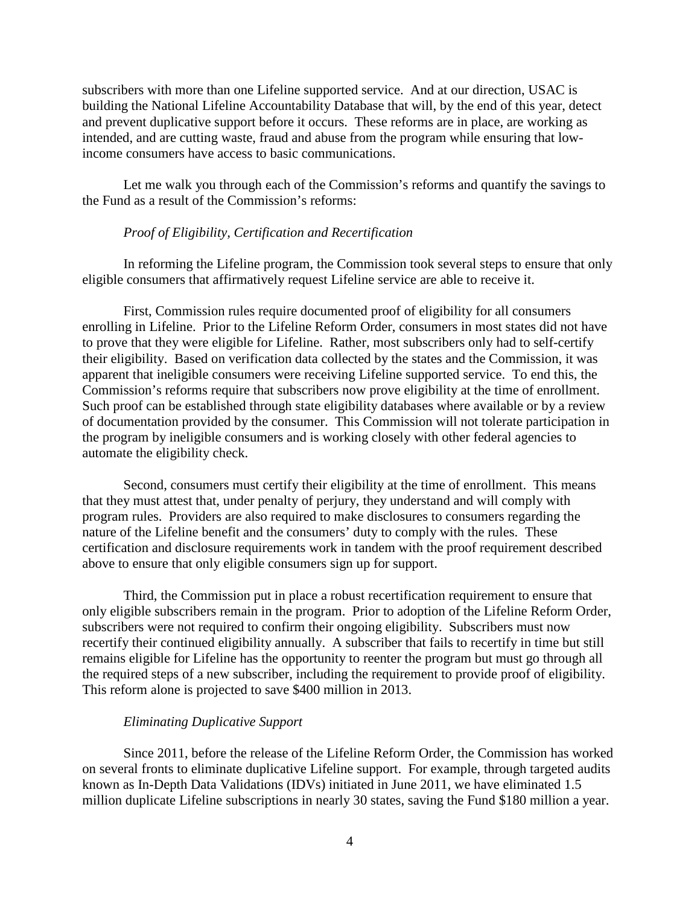subscribers with more than one Lifeline supported service. And at our direction, USAC is building the National Lifeline Accountability Database that will, by the end of this year, detect and prevent duplicative support before it occurs. These reforms are in place, are working as intended, and are cutting waste, fraud and abuse from the program while ensuring that low-income consumers have access to basic communications.

Let me walk you through each of the Commission's reforms and quantify the savings to the Fund as a result of the Commission's reforms:

*Proof of Eligibility, Certification and Recertification*

In reforming the Lifeline program, the Commission took several steps to ensure that only eligible consumers that affirmatively request Lifeline service are able to receive it.

First, Commission rules require documented proof of eligibility for all consumers enrolling in Lifeline. Prior to the Lifeline Reform Order, consumers in most states did not have to prove that they were eligible for Lifeline. Rather, most subscribers only had to self-certify their eligibility. Based on verification data collected by the states and the Commission, it was apparent that ineligible consumers were receiving Lifeline supported service. To end this, the Commission's reforms require that subscribers now prove eligibility at the time of enrollment. Such proof can be established through state eligibility databases where available or by a review of documentation provided by the consumer. This Commission will not tolerate participation in the program by ineligible consumers and is working closely with other federal agencies to automate the eligibility check.

Second, consumers must certify their eligibility at the time of enrollment. This means that they must attest that, under penalty of perjury, they understand and will comply with program rules. Providers are also required to make disclosures to consumers regarding the nature of the Lifeline benefit and the consumers' duty to comply with the rules. These certification and disclosure requirements work in tandem with the proof requirement described above to ensure that only eligible consumers sign up for support.

Third, the Commission put in place a robust recertification requirement to ensure that only eligible subscribers remain in the program. Prior to adoption of the Lifeline Reform Order, subscribers were not required to confirm their ongoing eligibility. Subscribers must now recertify their continued eligibility annually. A subscriber that fails to recertify in time but still remains eligible for Lifeline has the opportunity to reenter the program but must go through all the required steps of a new subscriber, including the requirement to provide proof of eligibility. This reform alone is projected to save $400 million in 2013.

*Eliminating Duplicative Support*

Since 2011, before the release of the Lifeline Reform Order, the Commission has worked on several fronts to eliminate duplicative Lifeline support. For example, through targeted audits known as In-Depth Data Validations (IDVs) initiated in June 2011, we have eliminated 1.5 million duplicate Lifeline subscriptions in nearly 30 states, saving the Fund $180 million a year.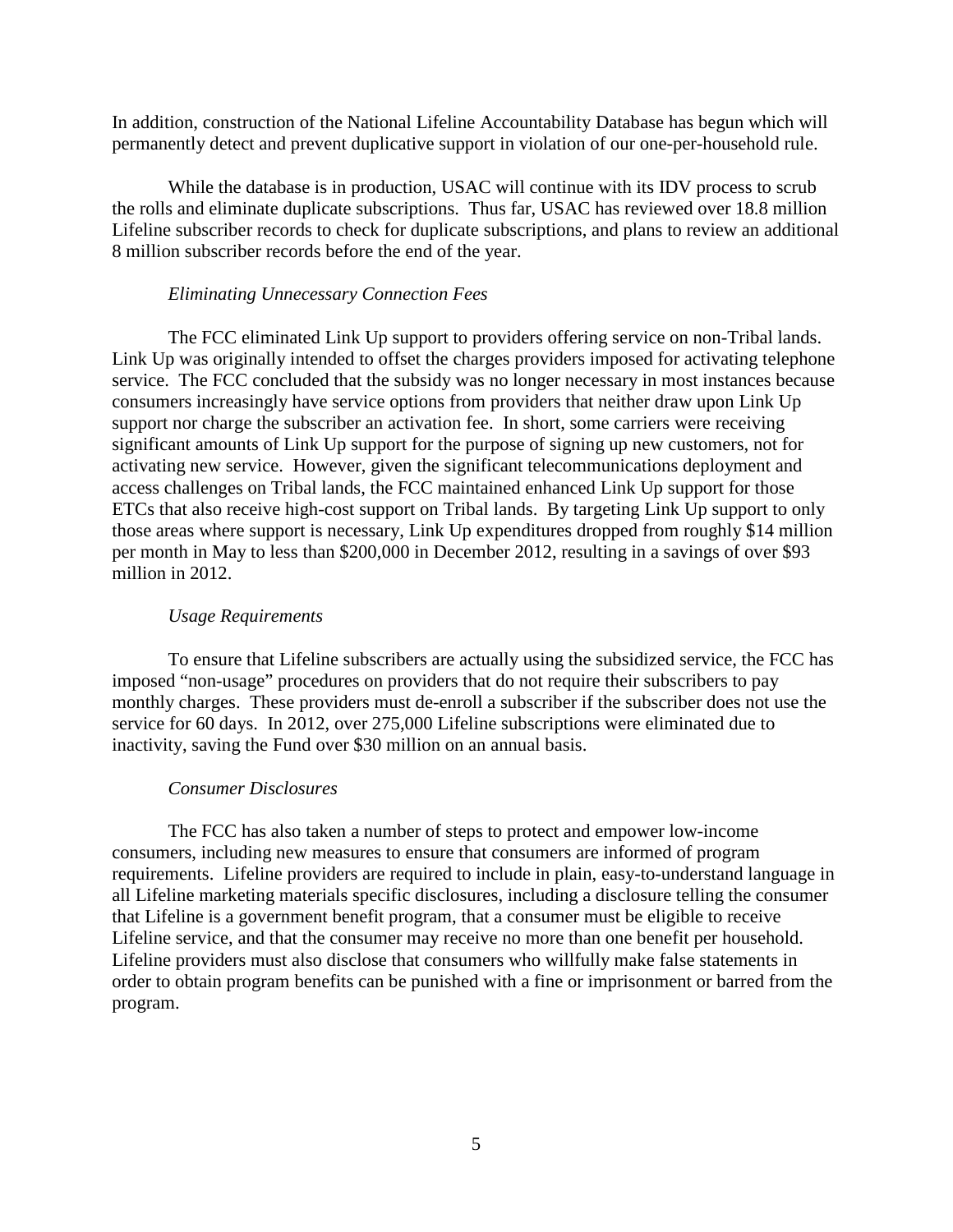In addition, construction of the National Lifeline Accountability Database has begun which will permanently detect and prevent duplicative support in violation of our one-per-household rule.

While the database is in production, USAC will continue with its IDV process to scrub the rolls and eliminate duplicate subscriptions. Thus far, USAC has reviewed over 18.8 million Lifeline subscriber records to check for duplicate subscriptions, and plans to review an additional 8 million subscriber records before the end of the year.

*Eliminating Unnecessary Connection Fees*

The FCC eliminated Link Up support to providers offering service on non-Tribal lands. Link Up was originally intended to offset the charges providers imposed for activating telephone service. The FCC concluded that the subsidy was no longer necessary in most instances because consumers increasingly have service options from providers that neither draw upon Link Up support nor charge the subscriber an activation fee. In short, some carriers were receiving significant amounts of Link Up support for the purpose of signing up new customers, not for activating new service. However, given the significant telecommunications deployment and access challenges on Tribal lands, the FCC maintained enhanced Link Up support for those ETCs that also receive high-cost support on Tribal lands. By targeting Link Up support to only those areas where support is necessary, Link Up expenditures dropped from roughly $14 million per month in May to less than $200,000 in December 2012, resulting in a savings of over $93 million in 2012.

*Usage Requirements*

To ensure that Lifeline subscribers are actually using the subsidized service, the FCC has imposed "non-usage" procedures on providers that do not require their subscribers to pay monthly charges. These providers must de-enroll a subscriber if the subscriber does not use the service for 60 days. In 2012, over 275,000 Lifeline subscriptions were eliminated due to inactivity, saving the Fund over $30 million on an annual basis.

*Consumer Disclosures*

The FCC has also taken a number of steps to protect and empower low-income consumers, including new measures to ensure that consumers are informed of program requirements. Lifeline providers are required to include in plain, easy-to-understand language in all Lifeline marketing materials specific disclosures, including a disclosure telling the consumer that Lifeline is a government benefit program, that a consumer must be eligible to receive Lifeline service, and that the consumer may receive no more than one benefit per household. Lifeline providers must also disclose that consumers who willfully make false statements in order to obtain program benefits can be punished with a fine or imprisonment or barred from the program.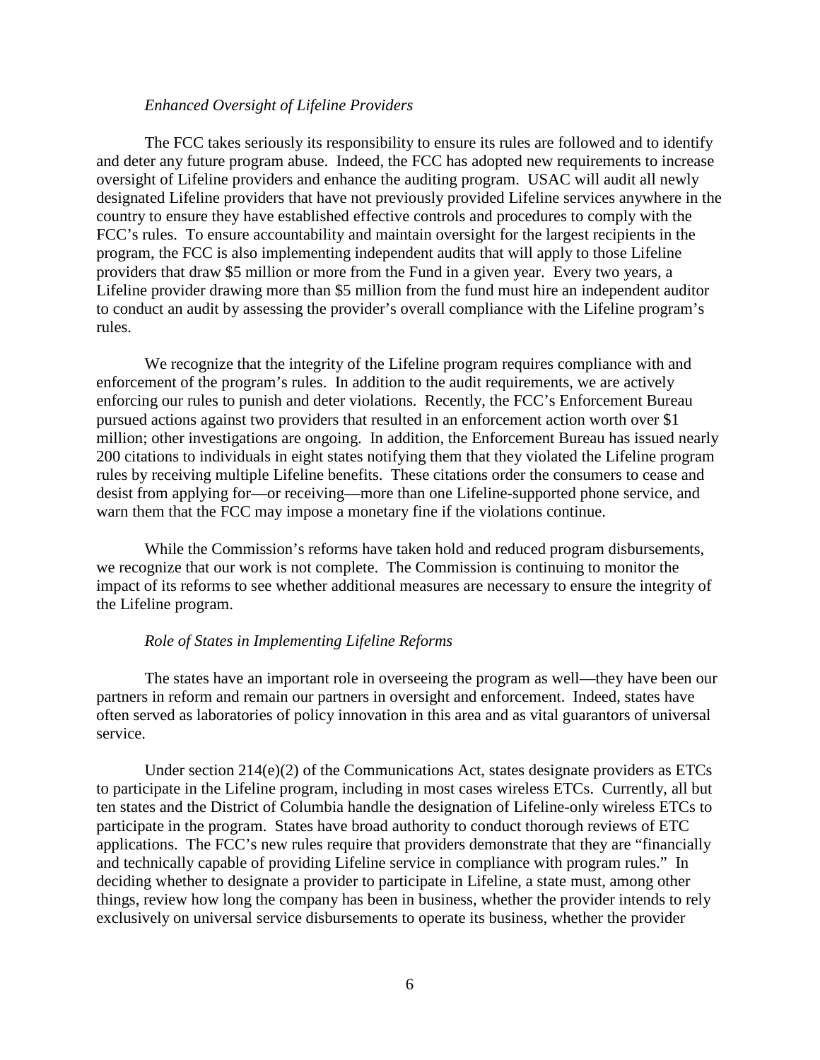*Enhanced Oversight of Lifeline Providers*

The FCC takes seriously its responsibility to ensure its rules are followed and to identify and deter any future program abuse. Indeed, the FCC has adopted new requirements to increase oversight of Lifeline providers and enhance the auditing program. USAC will audit all newly designated Lifeline providers that have not previously provided Lifeline services anywhere in the country to ensure they have established effective controls and procedures to comply with the FCC's rules. To ensure accountability and maintain oversight for the largest recipients in the program, the FCC is also implementing independent audits that will apply to those Lifeline providers that draw $5 million or more from the Fund in a given year. Every two years, a Lifeline provider drawing more than $5 million from the fund must hire an independent auditor to conduct an audit by assessing the provider's overall compliance with the Lifeline program's rules.

We recognize that the integrity of the Lifeline program requires compliance with and enforcement of the program's rules. In addition to the audit requirements, we are actively enforcing our rules to punish and deter violations. Recently, the FCC's Enforcement Bureau pursued actions against two providers that resulted in an enforcement action worth over $1 million; other investigations are ongoing. In addition, the Enforcement Bureau has issued nearly 200 citations to individuals in eight states notifying them that they violated the Lifeline program rules by receiving multiple Lifeline benefits. These citations order the consumers to cease and desist from applying for—or receiving—more than one Lifeline-supported phone service, and warn them that the FCC may impose a monetary fine if the violations continue.

While the Commission's reforms have taken hold and reduced program disbursements, we recognize that our work is not complete. The Commission is continuing to monitor the impact of its reforms to see whether additional measures are necessary to ensure the integrity of the Lifeline program.

*Role of States in Implementing Lifeline Reforms*

The states have an important role in overseeing the program as well—they have been our partners in reform and remain our partners in oversight and enforcement. Indeed, states have often served as laboratories of policy innovation in this area and as vital guarantors of universal service.

Under section 214(e)(2) of the Communications Act, states designate providers as ETCs to participate in the Lifeline program, including in most cases wireless ETCs. Currently, all but ten states and the District of Columbia handle the designation of Lifeline-only wireless ETCs to participate in the program. States have broad authority to conduct thorough reviews of ETC applications. The FCC's new rules require that providers demonstrate that they are "financially and technically capable of providing Lifeline service in compliance with program rules." In deciding whether to designate a provider to participate in Lifeline, a state must, among other things, review how long the company has been in business, whether the provider intends to rely exclusively on universal service disbursements to operate its business, whether the provider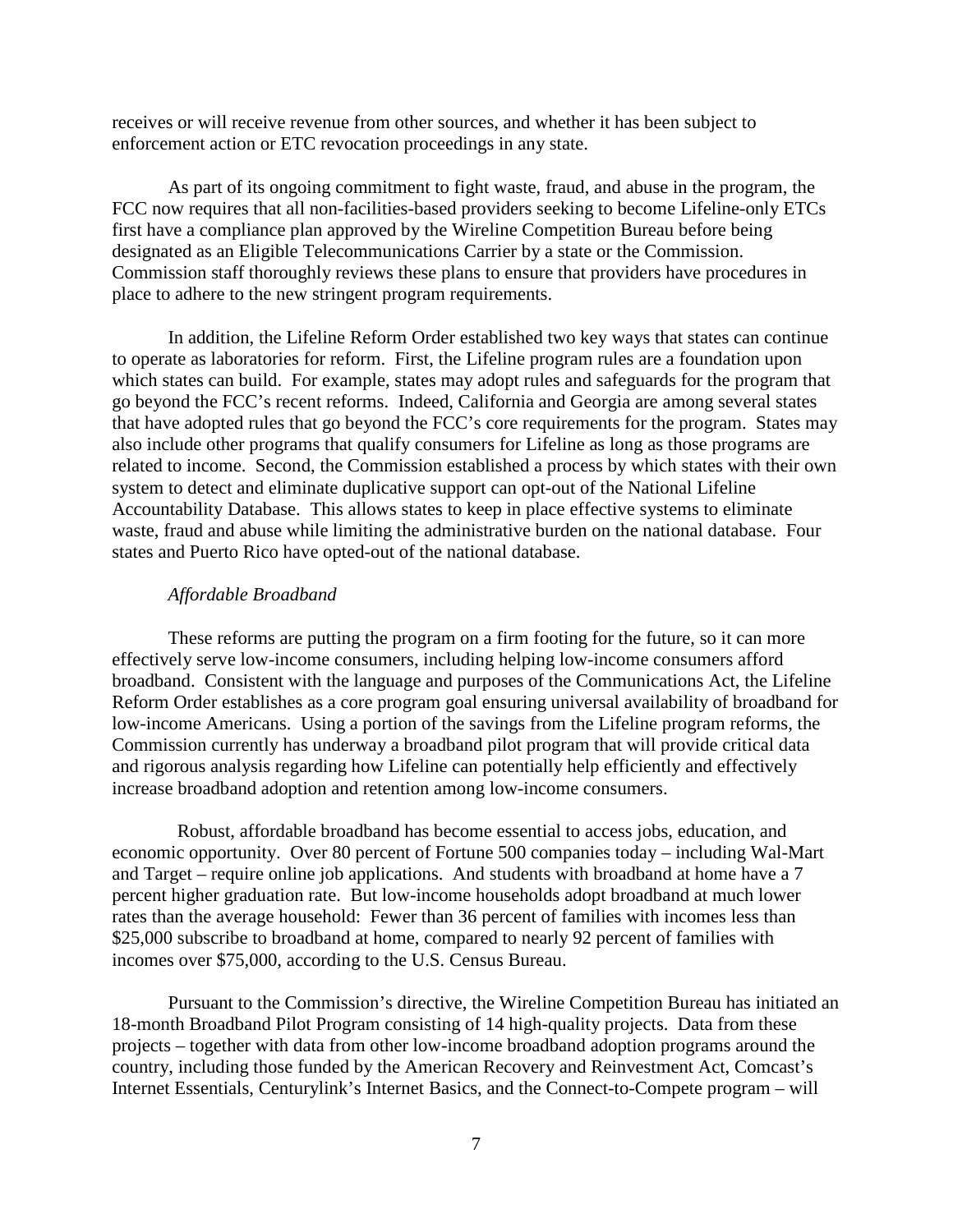receives or will receive revenue from other sources, and whether it has been subject to enforcement action or ETC revocation proceedings in any state.

As part of its ongoing commitment to fight waste, fraud, and abuse in the program, the FCC now requires that all non-facilities-based providers seeking to become Lifeline-only ETCs first have a compliance plan approved by the Wireline Competition Bureau before being designated as an Eligible Telecommunications Carrier by a state or the Commission. Commission staff thoroughly reviews these plans to ensure that providers have procedures in place to adhere to the new stringent program requirements.

In addition, the Lifeline Reform Order established two key ways that states can continue to operate as laboratories for reform. First, the Lifeline program rules are a foundation upon which states can build. For example, states may adopt rules and safeguards for the program that go beyond the FCC's recent reforms. Indeed, California and Georgia are among several states that have adopted rules that go beyond the FCC's core requirements for the program. States may also include other programs that qualify consumers for Lifeline as long as those programs are related to income. Second, the Commission established a process by which states with their own system to detect and eliminate duplicative support can opt-out of the National Lifeline Accountability Database. This allows states to keep in place effective systems to eliminate waste, fraud and abuse while limiting the administrative burden on the national database. Four states and Puerto Rico have opted-out of the national database.

*Affordable Broadband*

These reforms are putting the program on a firm footing for the future, so it can more effectively serve low-income consumers, including helping low-income consumers afford broadband. Consistent with the language and purposes of the Communications Act, the Lifeline Reform Order establishes as a core program goal ensuring universal availability of broadband for low-income Americans. Using a portion of the savings from the Lifeline program reforms, the Commission currently has underway a broadband pilot program that will provide critical data and rigorous analysis regarding how Lifeline can potentially help efficiently and effectively increase broadband adoption and retention among low-income consumers.

Robust, affordable broadband has become essential to access jobs, education, and economic opportunity. Over 80 percent of Fortune 500 companies today – including Wal-Mart and Target – require online job applications. And students with broadband at home have a 7 percent higher graduation rate. But low-income households adopt broadband at much lower rates than the average household: Fewer than 36 percent of families with incomes less than $25,000 subscribe to broadband at home, compared to nearly 92 percent of families with incomes over $75,000, according to the U.S. Census Bureau.

Pursuant to the Commission's directive, the Wireline Competition Bureau has initiated an 18-month Broadband Pilot Program consisting of 14 high-quality projects. Data from these projects – together with data from other low-income broadband adoption programs around the country, including those funded by the American Recovery and Reinvestment Act, Comcast's Internet Essentials, Centurylink's Internet Basics, and the Connect-to-Compete program – will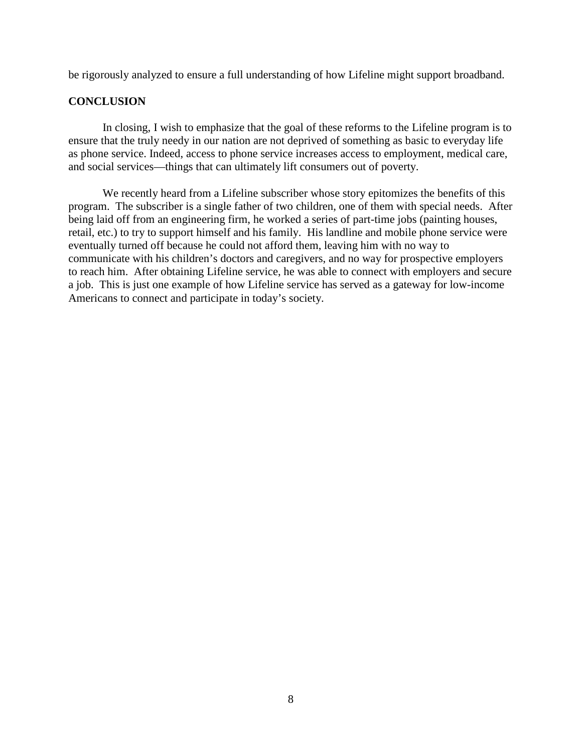be rigorously analyzed to ensure a full understanding of how Lifeline might support broadband.

## CONCLUSION

In closing, I wish to emphasize that the goal of these reforms to the Lifeline program is to ensure that the truly needy in our nation are not deprived of something as basic to everyday life as phone service. Indeed, access to phone service increases access to employment, medical care, and social services—things that can ultimately lift consumers out of poverty.

We recently heard from a Lifeline subscriber whose story epitomizes the benefits of this program. The subscriber is a single father of two children, one of them with special needs. After being laid off from an engineering firm, he worked a series of part-time jobs (painting houses, retail, etc.) to try to support himself and his family. His landline and mobile phone service were eventually turned off because he could not afford them, leaving him with no way to communicate with his children's doctors and caregivers, and no way for prospective employers to reach him. After obtaining Lifeline service, he was able to connect with employers and secure a job. This is just one example of how Lifeline service has served as a gateway for low-income Americans to connect and participate in today's society.